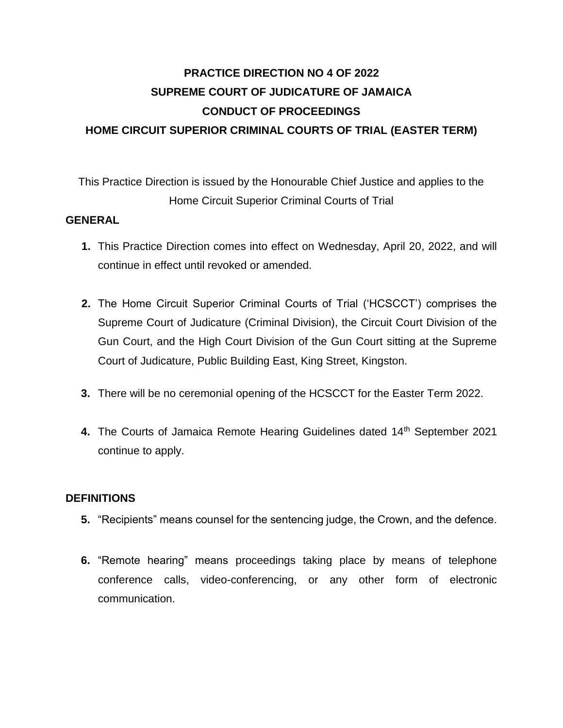# PRACTICE DIRECTION NO 4 OF 2022
# SUPREME COURT OF JUDICATURE OF JAMAICA
# CONDUCT OF PROCEEDINGS
# HOME CIRCUIT SUPERIOR CRIMINAL COURTS OF TRIAL (EASTER TERM)

This Practice Direction is issued by the Honourable Chief Justice and applies to the Home Circuit Superior Criminal Courts of Trial

## GENERAL

1. This Practice Direction comes into effect on Wednesday, April 20, 2022, and will continue in effect until revoked or amended.

2. The Home Circuit Superior Criminal Courts of Trial ('HCSCCT') comprises the Supreme Court of Judicature (Criminal Division), the Circuit Court Division of the Gun Court, and the High Court Division of the Gun Court sitting at the Supreme Court of Judicature, Public Building East, King Street, Kingston.

3. There will be no ceremonial opening of the HCSCCT for the Easter Term 2022.

4. The Courts of Jamaica Remote Hearing Guidelines dated 14th September 2021 continue to apply.

## DEFINITIONS

5. "Recipients" means counsel for the sentencing judge, the Crown, and the defence.

6. "Remote hearing" means proceedings taking place by means of telephone conference calls, video-conferencing, or any other form of electronic communication.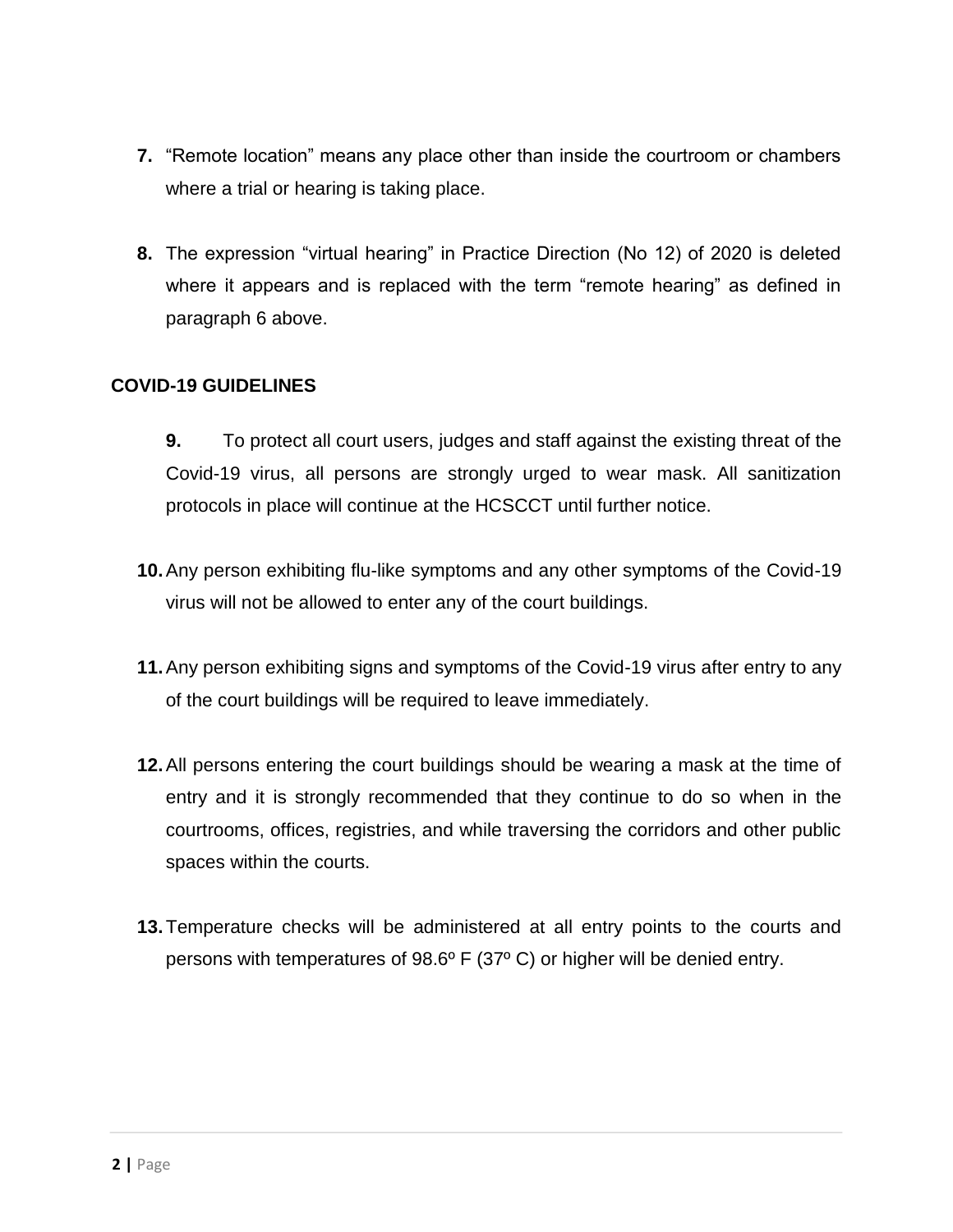7. “Remote location” means any place other than inside the courtroom or chambers where a trial or hearing is taking place.

8. The expression “virtual hearing” in Practice Direction (No 12) of 2020 is deleted where it appears and is replaced with the term “remote hearing” as defined in paragraph 6 above.

**COVID-19 GUIDELINES**

9. To protect all court users, judges and staff against the existing threat of the Covid-19 virus, all persons are strongly urged to wear mask. All sanitization protocols in place will continue at the HCSCCT until further notice.

10. Any person exhibiting flu-like symptoms and any other symptoms of the Covid-19 virus will not be allowed to enter any of the court buildings.

11. Any person exhibiting signs and symptoms of the Covid-19 virus after entry to any of the court buildings will be required to leave immediately.

12. All persons entering the court buildings should be wearing a mask at the time of entry and it is strongly recommended that they continue to do so when in the courtrooms, offices, registries, and while traversing the corridors and other public spaces within the courts.

13. Temperature checks will be administered at all entry points to the courts and persons with temperatures of 98.6º F (37º C) or higher will be denied entry.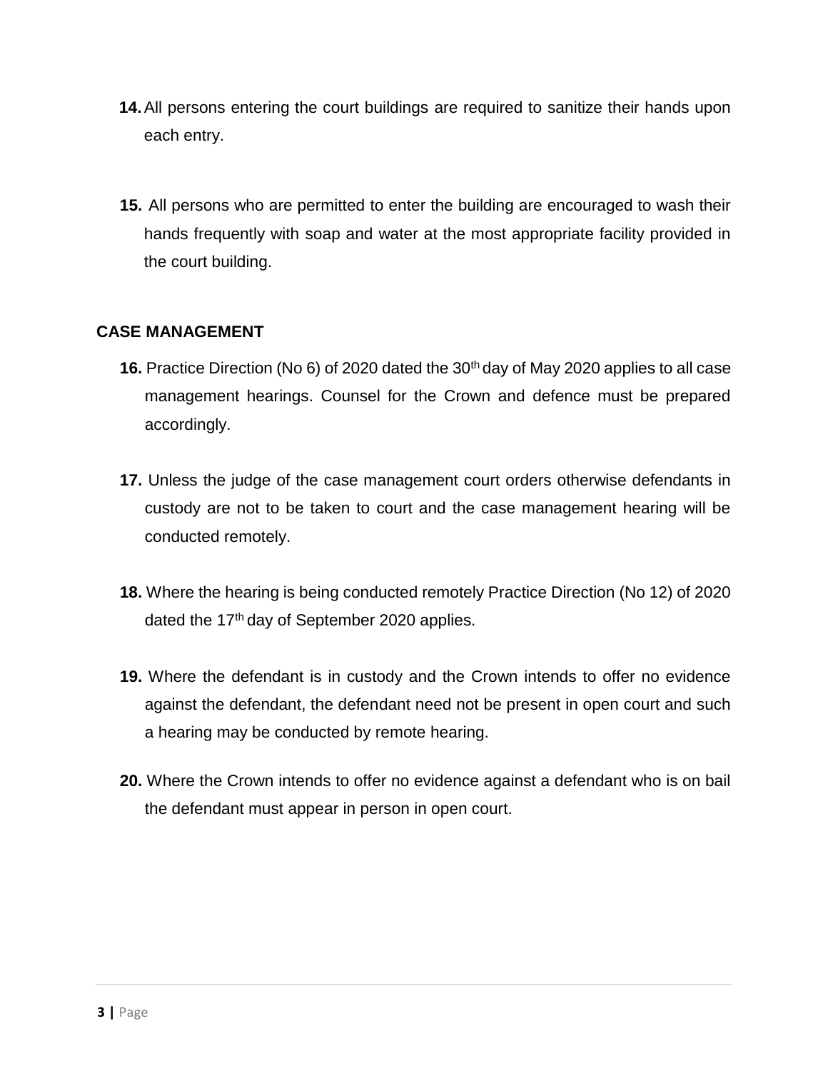**14.** All persons entering the court buildings are required to sanitize their hands upon each entry.

**15.** All persons who are permitted to enter the building are encouraged to wash their hands frequently with soap and water at the most appropriate facility provided in the court building.

**CASE MANAGEMENT**

**16.** Practice Direction (No 6) of 2020 dated the 30th day of May 2020 applies to all case management hearings. Counsel for the Crown and defence must be prepared accordingly.

**17.** Unless the judge of the case management court orders otherwise defendants in custody are not to be taken to court and the case management hearing will be conducted remotely.

**18.** Where the hearing is being conducted remotely Practice Direction (No 12) of 2020 dated the 17th day of September 2020 applies.

**19.** Where the defendant is in custody and the Crown intends to offer no evidence against the defendant, the defendant need not be present in open court and such a hearing may be conducted by remote hearing.

**20.** Where the Crown intends to offer no evidence against a defendant who is on bail the defendant must appear in person in open court.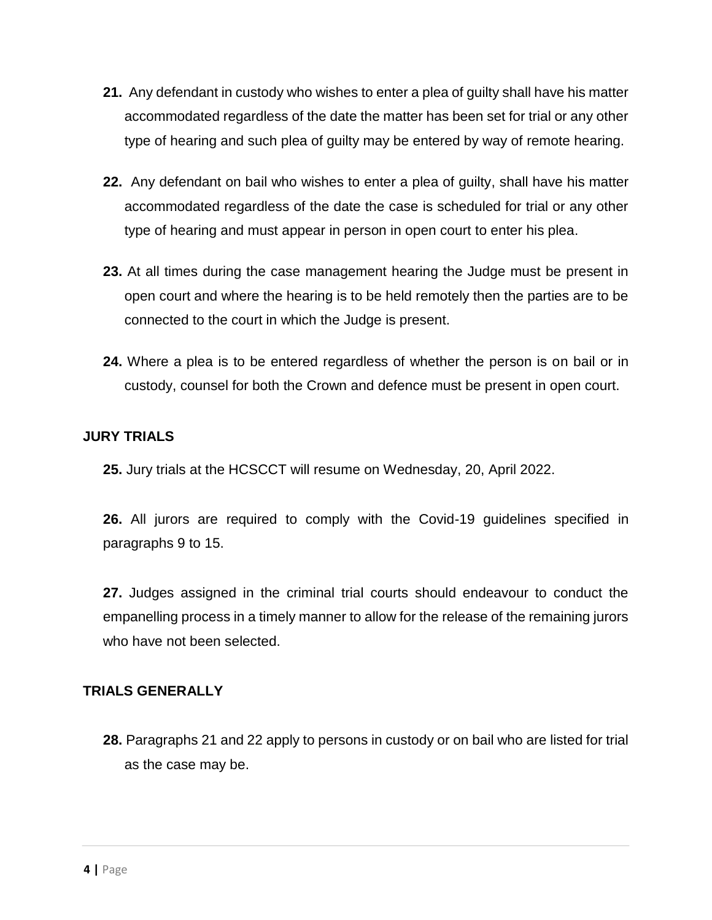**21.** Any defendant in custody who wishes to enter a plea of guilty shall have his matter accommodated regardless of the date the matter has been set for trial or any other type of hearing and such plea of guilty may be entered by way of remote hearing.

**22.** Any defendant on bail who wishes to enter a plea of guilty, shall have his matter accommodated regardless of the date the case is scheduled for trial or any other type of hearing and must appear in person in open court to enter his plea.

**23.** At all times during the case management hearing the Judge must be present in open court and where the hearing is to be held remotely then the parties are to be connected to the court in which the Judge is present.

**24.** Where a plea is to be entered regardless of whether the person is on bail or in custody, counsel for both the Crown and defence must be present in open court.

**JURY TRIALS**

**25.** Jury trials at the HCSCCT will resume on Wednesday, 20, April 2022.

**26.** All jurors are required to comply with the Covid-19 guidelines specified in paragraphs 9 to 15.

**27.** Judges assigned in the criminal trial courts should endeavour to conduct the empanelling process in a timely manner to allow for the release of the remaining jurors who have not been selected.

**TRIALS GENERALLY**

**28.** Paragraphs 21 and 22 apply to persons in custody or on bail who are listed for trial as the case may be.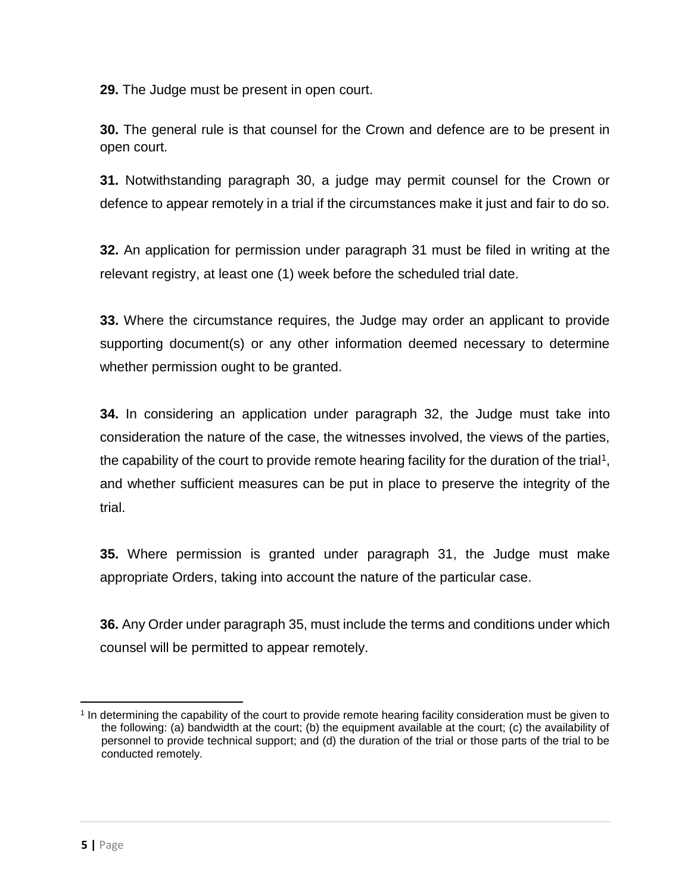**29.** The Judge must be present in open court.

**30.** The general rule is that counsel for the Crown and defence are to be present in open court.

**31.** Notwithstanding paragraph 30, a judge may permit counsel for the Crown or defence to appear remotely in a trial if the circumstances make it just and fair to do so.

**32.** An application for permission under paragraph 31 must be filed in writing at the relevant registry, at least one (1) week before the scheduled trial date.

**33.** Where the circumstance requires, the Judge may order an applicant to provide supporting document(s) or any other information deemed necessary to determine whether permission ought to be granted.

**34.** In considering an application under paragraph 32, the Judge must take into consideration the nature of the case, the witnesses involved, the views of the parties, the capability of the court to provide remote hearing facility for the duration of the trial[1], and whether sufficient measures can be put in place to preserve the integrity of the trial.

**35.** Where permission is granted under paragraph 31, the Judge must make appropriate Orders, taking into account the nature of the particular case.

**36.** Any Order under paragraph 35, must include the terms and conditions under which counsel will be permitted to appear remotely.

---

[1] In determining the capability of the court to provide remote hearing facility consideration must be given to the following: (a) bandwidth at the court; (b) the equipment available at the court; (c) the availability of personnel to provide technical support; and (d) the duration of the trial or those parts of the trial to be conducted remotely.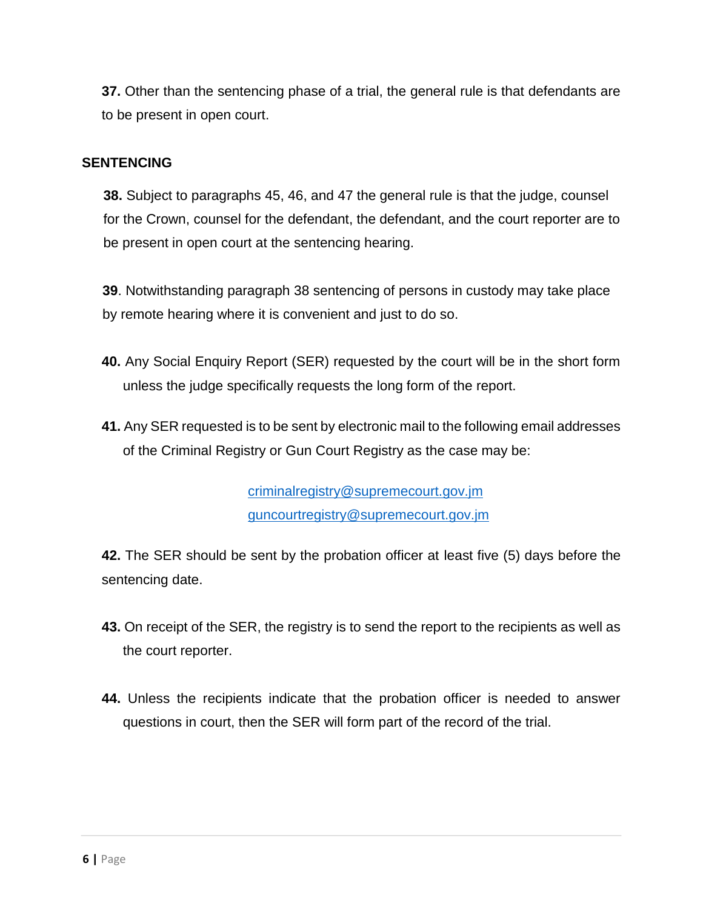**37.** Other than the sentencing phase of a trial, the general rule is that defendants are to be present in open court.

## SENTENCING

**38.** Subject to paragraphs 45, 46, and 47 the general rule is that the judge, counsel for the Crown, counsel for the defendant, the defendant, and the court reporter are to be present in open court at the sentencing hearing.

**39**. Notwithstanding paragraph 38 sentencing of persons in custody may take place by remote hearing where it is convenient and just to do so.

**40.** Any Social Enquiry Report (SER) requested by the court will be in the short form unless the judge specifically requests the long form of the report.

**41.** Any SER requested is to be sent by electronic mail to the following email addresses of the Criminal Registry or Gun Court Registry as the case may be:

criminalregistry@supremecourt.gov.jm
guncourtregistry@supremecourt.gov.jm

**42.** The SER should be sent by the probation officer at least five (5) days before the sentencing date.

**43.** On receipt of the SER, the registry is to send the report to the recipients as well as the court reporter.

**44.** Unless the recipients indicate that the probation officer is needed to answer questions in court, then the SER will form part of the record of the trial.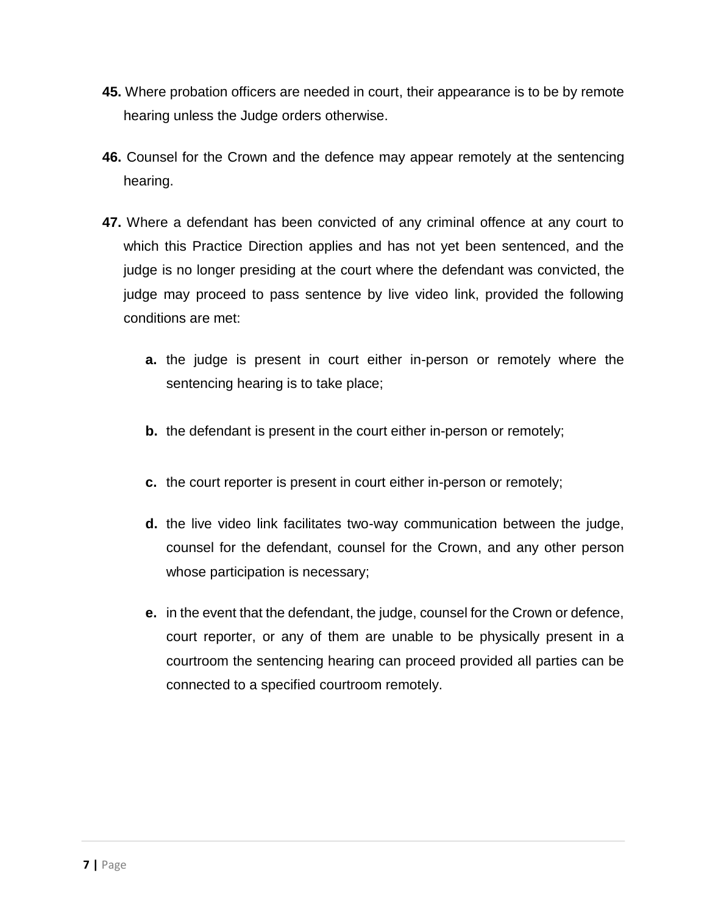**45.** Where probation officers are needed in court, their appearance is to be by remote hearing unless the Judge orders otherwise.

**46.** Counsel for the Crown and the defence may appear remotely at the sentencing hearing.

**47.** Where a defendant has been convicted of any criminal offence at any court to which this Practice Direction applies and has not yet been sentenced, and the judge is no longer presiding at the court where the defendant was convicted, the judge may proceed to pass sentence by live video link, provided the following conditions are met:

- **a.** the judge is present in court either in-person or remotely where the sentencing hearing is to take place;
- **b.** the defendant is present in the court either in-person or remotely;
- **c.** the court reporter is present in court either in-person or remotely;
- **d.** the live video link facilitates two-way communication between the judge, counsel for the defendant, counsel for the Crown, and any other person whose participation is necessary;
- **e.** in the event that the defendant, the judge, counsel for the Crown or defence, court reporter, or any of them are unable to be physically present in a courtroom the sentencing hearing can proceed provided all parties can be connected to a specified courtroom remotely.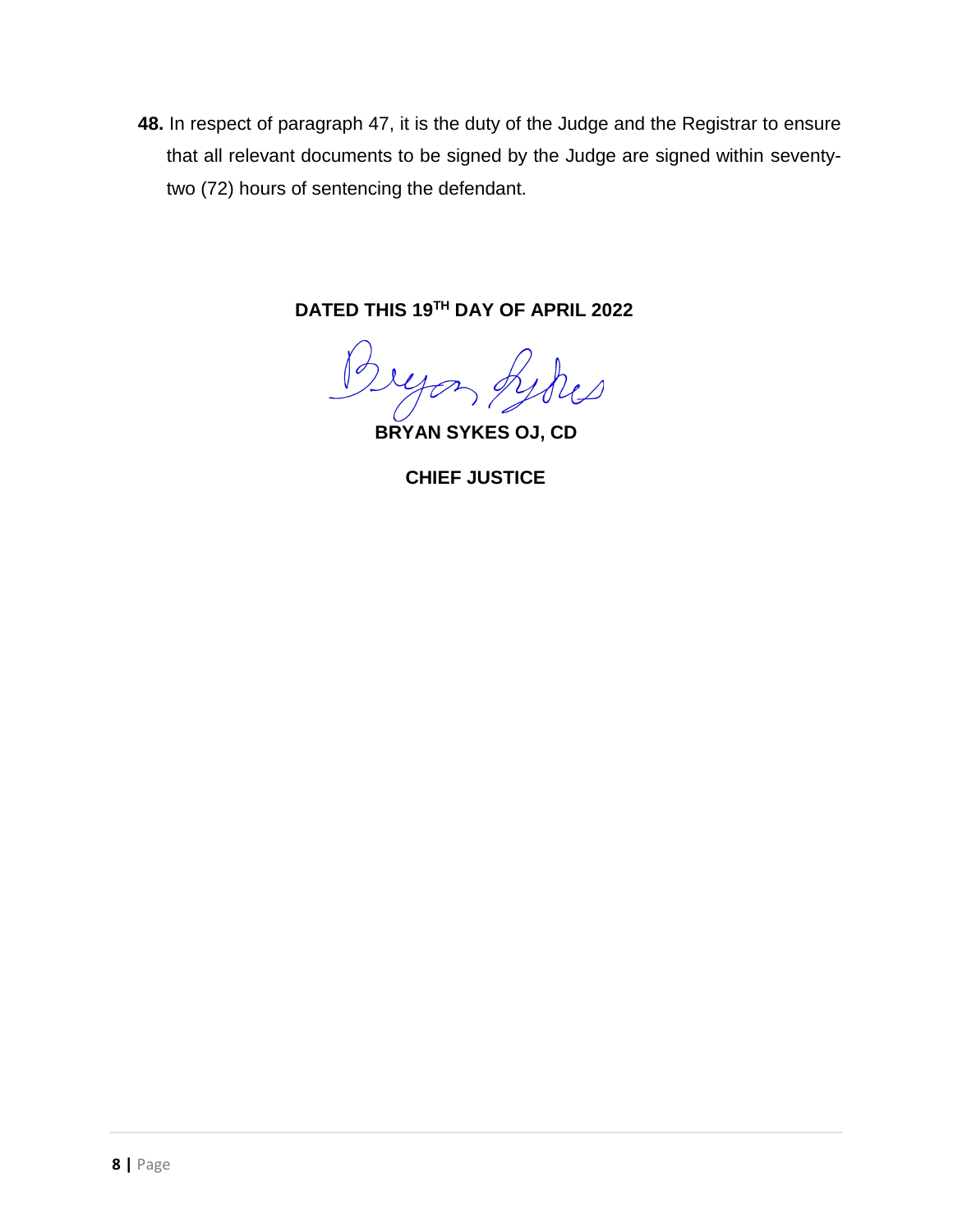**48.** In respect of paragraph 47, it is the duty of the Judge and the Registrar to ensure that all relevant documents to be signed by the Judge are signed within seventy-two (72) hours of sentencing the defendant.

**DATED THIS 19TH DAY OF APRIL 2022**

**BRYAN SYKES OJ, CD**

**CHIEF JUSTICE**